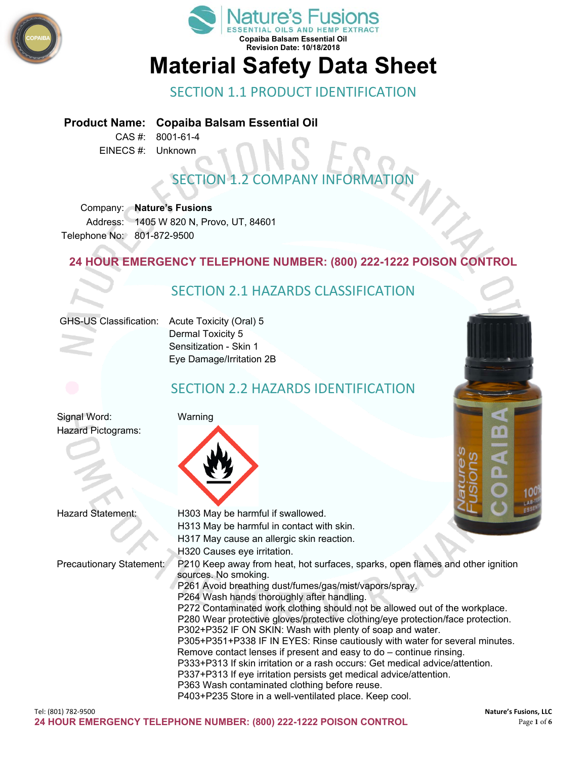Nature's Fusions
ESSENTIAL OILS AND HEMP EXTRACT
Copaiba Balsam Essential Oil
Revision Date: 10/18/2018

# Material Safety Data Sheet

## SECTION 1.1 PRODUCT IDENTIFICATION

**Product Name:** **Copaiba Balsam Essential Oil**
CAS #: 8001-61-4
EINECS #: Unknown

## SECTION 1.2 COMPANY INFORMATION

Company: **Nature's Fusions**
Address: 1405 W 820 N, Provo, UT, 84601
Telephone No: 801-872-9500

**24 HOUR EMERGENCY TELEPHONE NUMBER: (800) 222-1222 POISON CONTROL**

## SECTION 2.1 HAZARDS CLASSIFICATION

GHS-US Classification:
- Acute Toxicity (Oral) 5
- Dermal Toxicity 5
- Sensitization - Skin 1
- Eye Damage/Irritation 2B

## SECTION 2.2 HAZARDS IDENTIFICATION

Signal Word: Warning

Hazard Pictograms:

Hazard Statement:
- H303 May be harmful if swallowed.
- H313 May be harmful in contact with skin.
- H317 May cause an allergic skin reaction.
- H320 Causes eye irritation.

Precautionary Statement:
- P210 Keep away from heat, hot surfaces, sparks, open flames and other ignition sources. No smoking.
- P261 Avoid breathing dust/fumes/gas/mist/vapors/spray.
- P264 Wash hands thoroughly after handling.
- P272 Contaminated work clothing should not be allowed out of the workplace.
- P280 Wear protective gloves/protective clothing/eye protection/face protection.
- P302+P352 IF ON SKIN: Wash with plenty of soap and water.
- P305+P351+P338 IF IN EYES: Rinse cautiously with water for several minutes. Remove contact lenses if present and easy to do – continue rinsing.
- P333+P313 If skin irritation or a rash occurs: Get medical advice/attention.
- P337+P313 If eye irritation persists get medical advice/attention.
- P363 Wash contaminated clothing before reuse.
- P403+P235 Store in a well-ventilated place. Keep cool.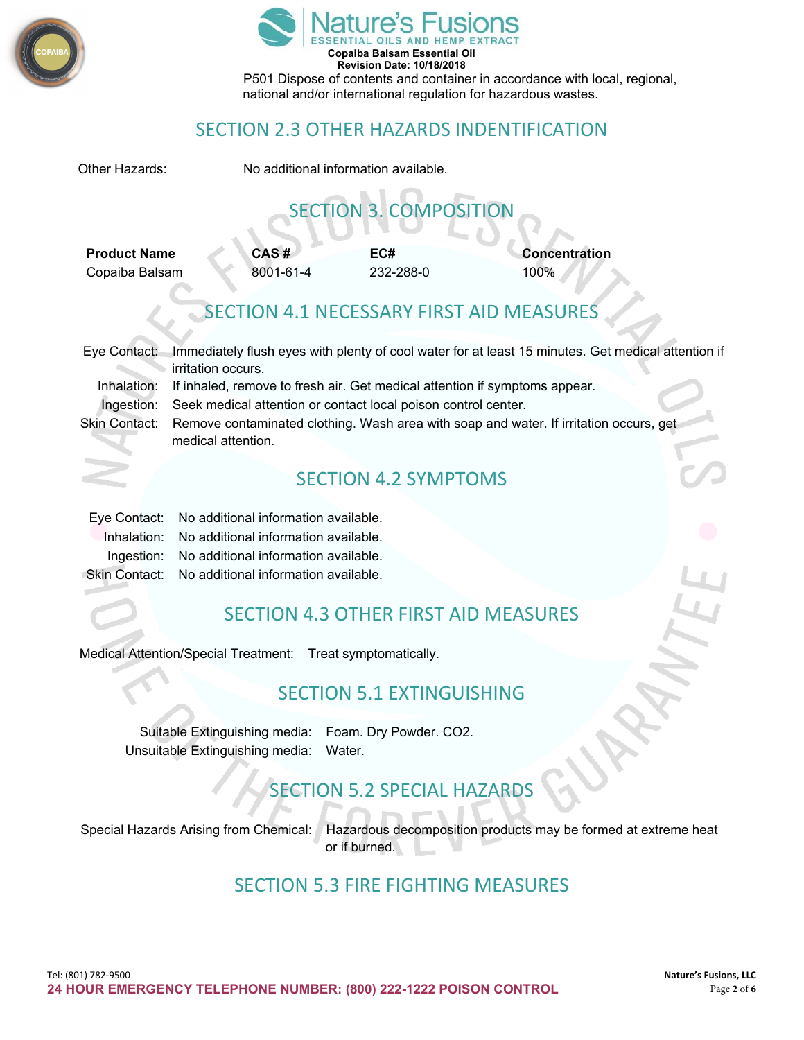P501 Dispose of contents and container in accordance with local, regional, national and/or international regulation for hazardous wastes.

## SECTION 2.3 OTHER HAZARDS INDENTIFICATION

Other Hazards: No additional information available.

## SECTION 3. COMPOSITION

| Product Name | CAS # | EC# | Concentration |
| --- | --- | --- | --- |
| Copaiba Balsam | 8001-61-4 | 232-288-0 | 100% |

## SECTION 4.1 NECESSARY FIRST AID MEASURES

Eye Contact: Immediately flush eyes with plenty of cool water for at least 15 minutes. Get medical attention if irritation occurs.

Inhalation: If inhaled, remove to fresh air. Get medical attention if symptoms appear.

Ingestion: Seek medical attention or contact local poison control center.

Skin Contact: Remove contaminated clothing. Wash area with soap and water. If irritation occurs, get medical attention.

## SECTION 4.2 SYMPTOMS

Eye Contact: No additional information available.

Inhalation: No additional information available.

Ingestion: No additional information available.

Skin Contact: No additional information available.

## SECTION 4.3 OTHER FIRST AID MEASURES

Medical Attention/Special Treatment: Treat symptomatically.

## SECTION 5.1 EXTINGUISHING

Suitable Extinguishing media: Foam. Dry Powder. $CO_2$.

Unsuitable Extinguishing media: Water.

## SECTION 5.2 SPECIAL HAZARDS

Special Hazards Arising from Chemical: Hazardous decomposition products may be formed at extreme heat or if burned.

## SECTION 5.3 FIRE FIGHTING MEASURES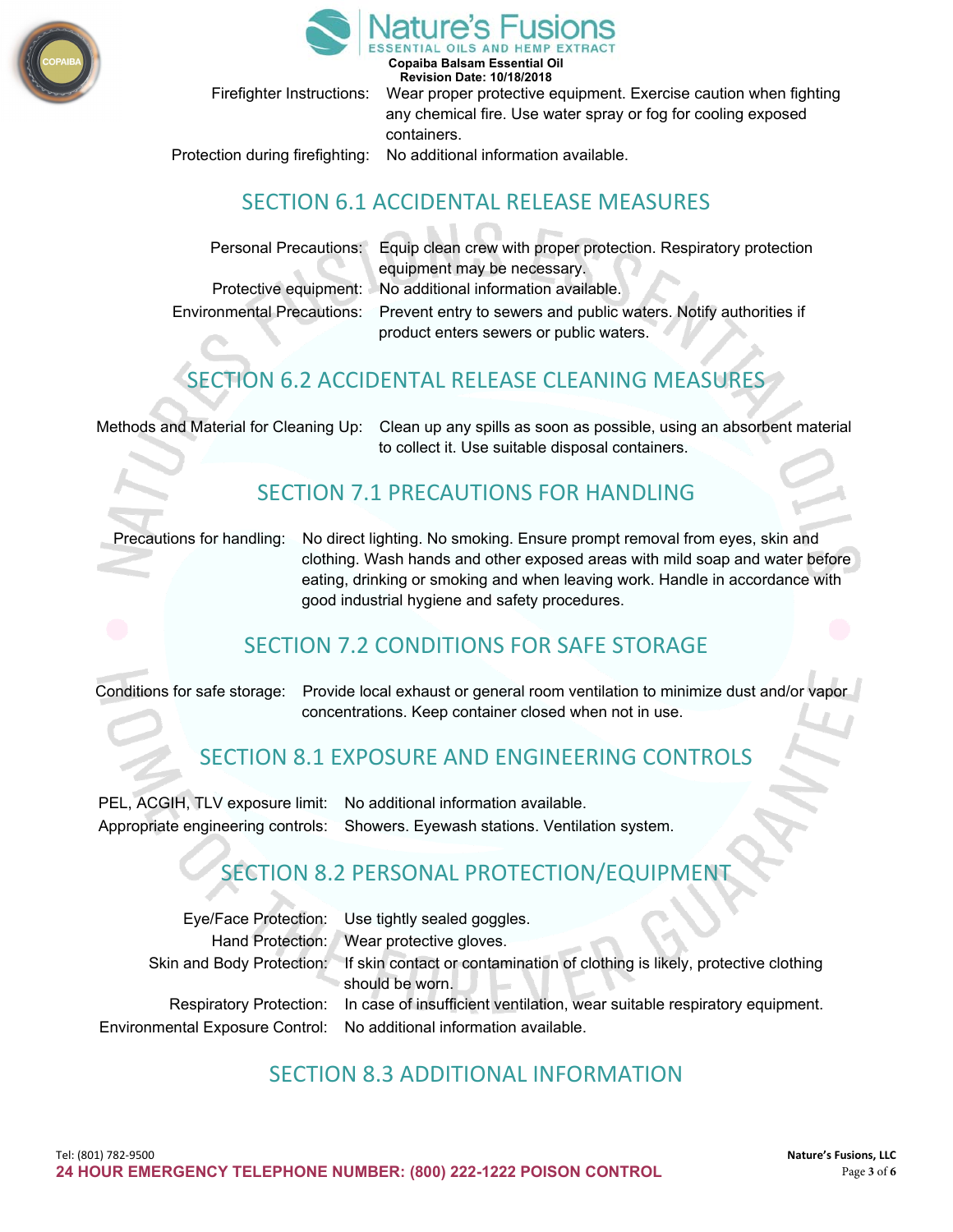Firefighter Instructions: Wear proper protective equipment. Exercise caution when fighting any chemical fire. Use water spray or fog for cooling exposed containers.

Protection during firefighting: No additional information available.

## SECTION 6.1 ACCIDENTAL RELEASE MEASURES

Personal Precautions: Equip clean crew with proper protection. Respiratory protection equipment may be necessary.

Protective equipment: No additional information available.

Environmental Precautions: Prevent entry to sewers and public waters. Notify authorities if product enters sewers or public waters.

## SECTION 6.2 ACCIDENTAL RELEASE CLEANING MEASURES

Methods and Material for Cleaning Up: Clean up any spills as soon as possible, using an absorbent material to collect it. Use suitable disposal containers.

## SECTION 7.1 PRECAUTIONS FOR HANDLING

Precautions for handling: No direct lighting. No smoking. Ensure prompt removal from eyes, skin and clothing. Wash hands and other exposed areas with mild soap and water before eating, drinking or smoking and when leaving work. Handle in accordance with good industrial hygiene and safety procedures.

## SECTION 7.2 CONDITIONS FOR SAFE STORAGE

Conditions for safe storage: Provide local exhaust or general room ventilation to minimize dust and/or vapor concentrations. Keep container closed when not in use.

## SECTION 8.1 EXPOSURE AND ENGINEERING CONTROLS

PEL, ACGIH, TLV exposure limit: No additional information available.

Appropriate engineering controls: Showers. Eyewash stations. Ventilation system.

## SECTION 8.2 PERSONAL PROTECTION/EQUIPMENT

Eye/Face Protection: Use tightly sealed goggles.

Hand Protection: Wear protective gloves.

Skin and Body Protection: If skin contact or contamination of clothing is likely, protective clothing should be worn.

Respiratory Protection: In case of insufficient ventilation, wear suitable respiratory equipment.

Environmental Exposure Control: No additional information available.

## SECTION 8.3 ADDITIONAL INFORMATION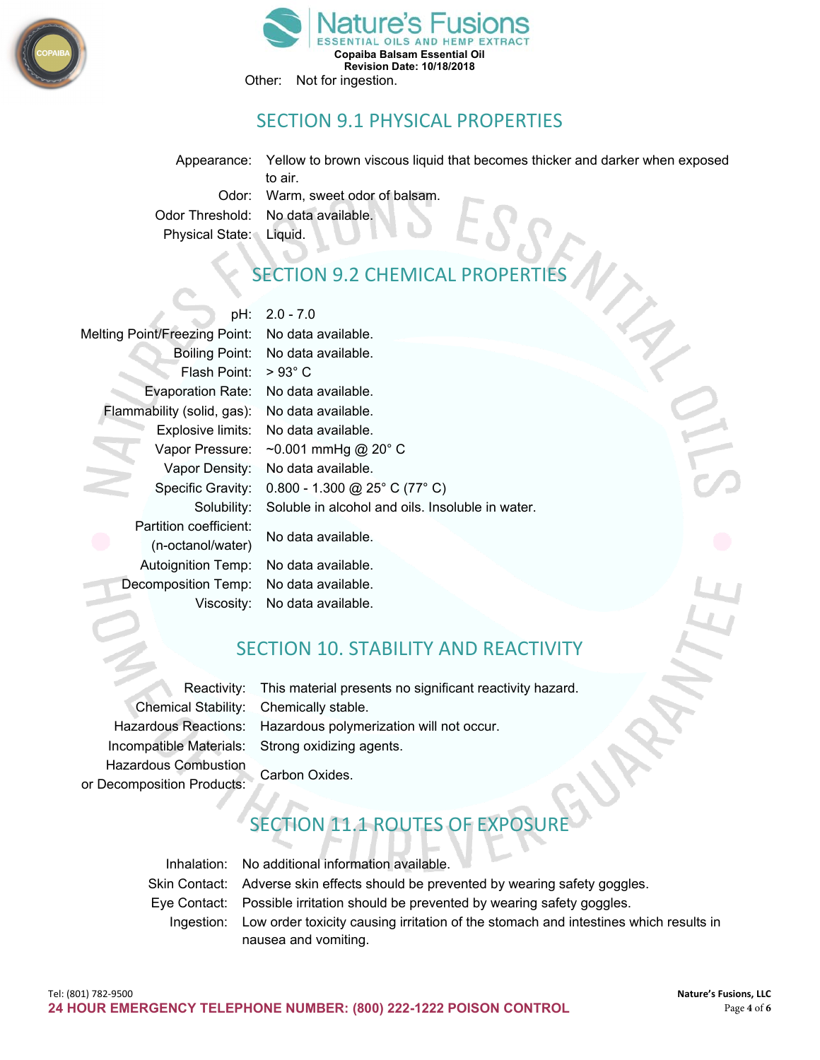Other: Not for ingestion.

## SECTION 9.1 PHYSICAL PROPERTIES

| | |
|---|---|
| Appearance: | Yellow to brown viscous liquid that becomes thicker and darker when exposed to air. |
| Odor: | Warm, sweet odor of balsam. |
| Odor Threshold: | No data available. |
| Physical State: | Liquid. |

## SECTION 9.2 CHEMICAL PROPERTIES

| | |
|---|---|
| pH: | 2.0 - 7.0 |
| Melting Point/Freezing Point: | No data available. |
| Boiling Point: | No data available. |
| Flash Point: | > 93° C |
| Evaporation Rate: | No data available. |
| Flammability (solid, gas): | No data available. |
| Explosive limits: | No data available. |
| Vapor Pressure: | ~0.001 mmHg @ 20° C |
| Vapor Density: | No data available. |
| Specific Gravity: | 0.800 - 1.300 @ 25° C (77° C) |
| Solubility: | Soluble in alcohol and oils. Insoluble in water. |
| Partition coefficient: (n-octanol/water) | No data available. |
| Autoignition Temp: | No data available. |
| Decomposition Temp: | No data available. |
| Viscosity: | No data available. |

## SECTION 10. STABILITY AND REACTIVITY

| | |
|---|---|
| Reactivity: | This material presents no significant reactivity hazard. |
| Chemical Stability: | Chemically stable. |
| Hazardous Reactions: | Hazardous polymerization will not occur. |
| Incompatible Materials: | Strong oxidizing agents. |
| Hazardous Combustion or Decomposition Products: | Carbon Oxides. |

## SECTION 11.1 ROUTES OF EXPOSURE

| | |
|---|---|
| Inhalation: | No additional information available. |
| Skin Contact: | Adverse skin effects should be prevented by wearing safety goggles. |
| Eye Contact: | Possible irritation should be prevented by wearing safety goggles. |
| Ingestion: | Low order toxicity causing irritation of the stomach and intestines which results in nausea and vomiting. |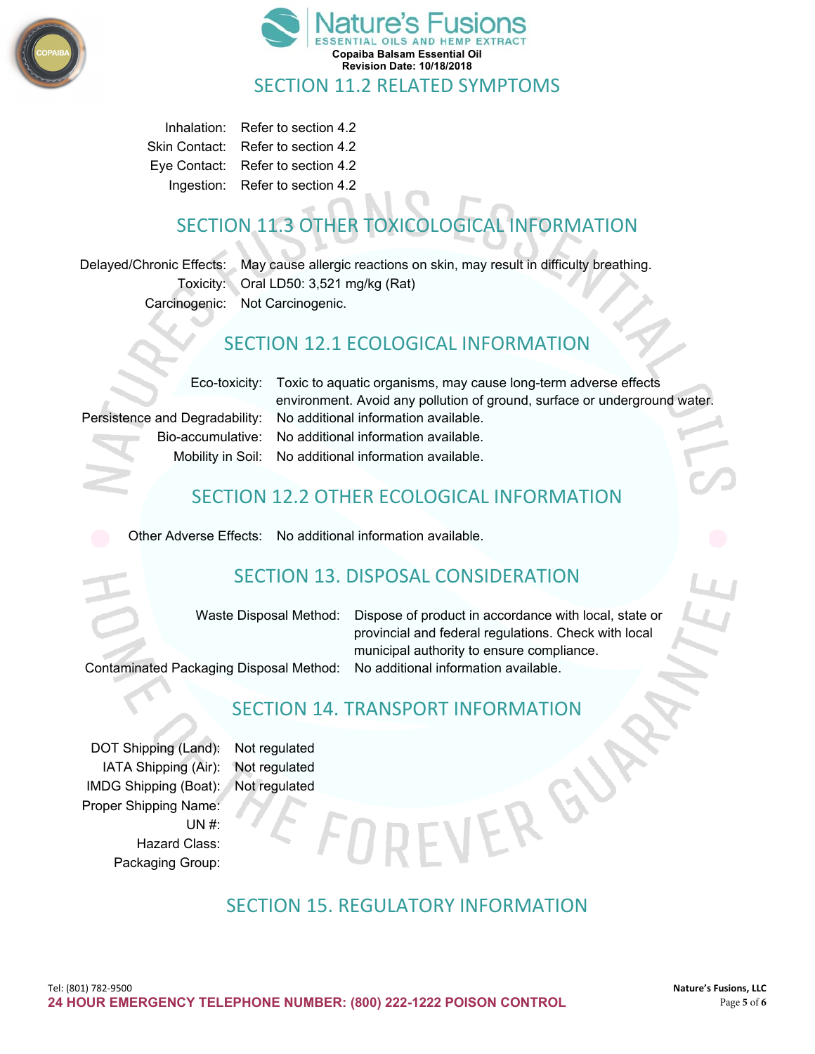## SECTION 11.2 RELATED SYMPTOMS

| | |
|---|---|
| Inhalation: | Refer to section 4.2 |
| Skin Contact: | Refer to section 4.2 |
| Eye Contact: | Refer to section 4.2 |
| Ingestion: | Refer to section 4.2 |

## SECTION 11.3 OTHER TOXICOLOGICAL INFORMATION

| | |
|---|---|
| Delayed/Chronic Effects: | May cause allergic reactions on skin, may result in difficulty breathing. |
| Toxicity: | Oral LD50: 3,521 mg/kg (Rat) |
| Carcinogenic: | Not Carcinogenic. |

## SECTION 12.1 ECOLOGICAL INFORMATION

| | |
|---|---|
| Eco-toxicity: | Toxic to aquatic organisms, may cause long-term adverse effects environment. Avoid any pollution of ground, surface or underground water. |
| Persistence and Degradability: | No additional information available. |
| Bio-accumulative: | No additional information available. |
| Mobility in Soil: | No additional information available. |

## SECTION 12.2 OTHER ECOLOGICAL INFORMATION

| | |
|---|---|
| Other Adverse Effects: | No additional information available. |

## SECTION 13. DISPOSAL CONSIDERATION

| | |
|---|---|
| Waste Disposal Method: | Dispose of product in accordance with local, state or provincial and federal regulations. Check with local municipal authority to ensure compliance. |
| Contaminated Packaging Disposal Method: | No additional information available. |

## SECTION 14. TRANSPORT INFORMATION

| | |
|---|---|
| DOT Shipping (Land): | Not regulated |
| IATA Shipping (Air): | Not regulated |
| IMDG Shipping (Boat): | Not regulated |
| Proper Shipping Name: | |
| UN #: | |
| Hazard Class: | |
| Packaging Group: | |

## SECTION 15. REGULATORY INFORMATION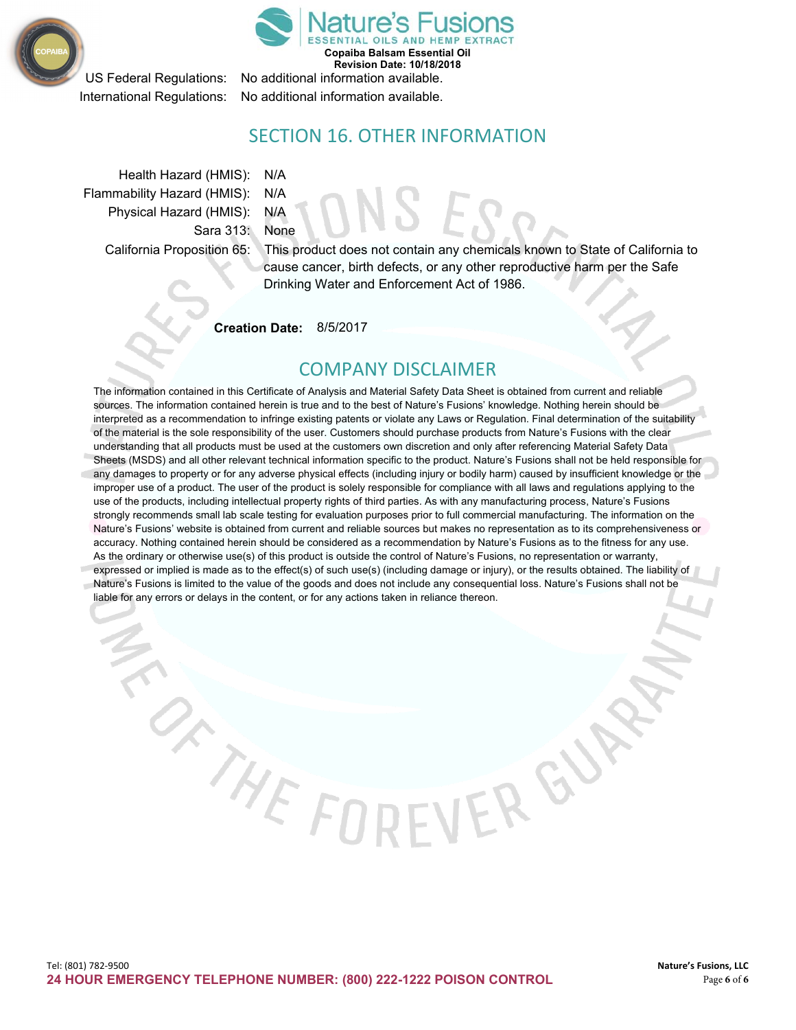US Federal Regulations: No additional information available.

International Regulations: No additional information available.

## SECTION 16. OTHER INFORMATION

| | |
|---|---|
| Health Hazard (HMIS): | N/A |
| Flammability Hazard (HMIS): | N/A |
| Physical Hazard (HMIS): | N/A |
| Sara 313: | None |
| California Proposition 65: | This product does not contain any chemicals known to State of California to cause cancer, birth defects, or any other reproductive harm per the Safe Drinking Water and Enforcement Act of 1986. |

**Creation Date:** 8/5/2017

## COMPANY DISCLAIMER

The information contained in this Certificate of Analysis and Material Safety Data Sheet is obtained from current and reliable sources. The information contained herein is true and to the best of Nature's Fusions' knowledge. Nothing herein should be interpreted as a recommendation to infringe existing patents or violate any Laws or Regulation. Final determination of the suitability of the material is the sole responsibility of the user. Customers should purchase products from Nature's Fusions with the clear understanding that all products must be used at the customers own discretion and only after referencing Material Safety Data Sheets (MSDS) and all other relevant technical information specific to the product. Nature's Fusions shall not be held responsible for any damages to property or for any adverse physical effects (including injury or bodily harm) caused by insufficient knowledge or the improper use of a product. The user of the product is solely responsible for compliance with all laws and regulations applying to the use of the products, including intellectual property rights of third parties. As with any manufacturing process, Nature's Fusions strongly recommends small lab scale testing for evaluation purposes prior to full commercial manufacturing. The information on the Nature's Fusions' website is obtained from current and reliable sources but makes no representation as to its comprehensiveness or accuracy. Nothing contained herein should be considered as a recommendation by Nature's Fusions as to the fitness for any use. As the ordinary or otherwise use(s) of this product is outside the control of Nature's Fusions, no representation or warranty, expressed or implied is made as to the effect(s) of such use(s) (including damage or injury), or the results obtained. The liability of Nature's Fusions is limited to the value of the goods and does not include any consequential loss. Nature's Fusions shall not be liable for any errors or delays in the content, or for any actions taken in reliance thereon.